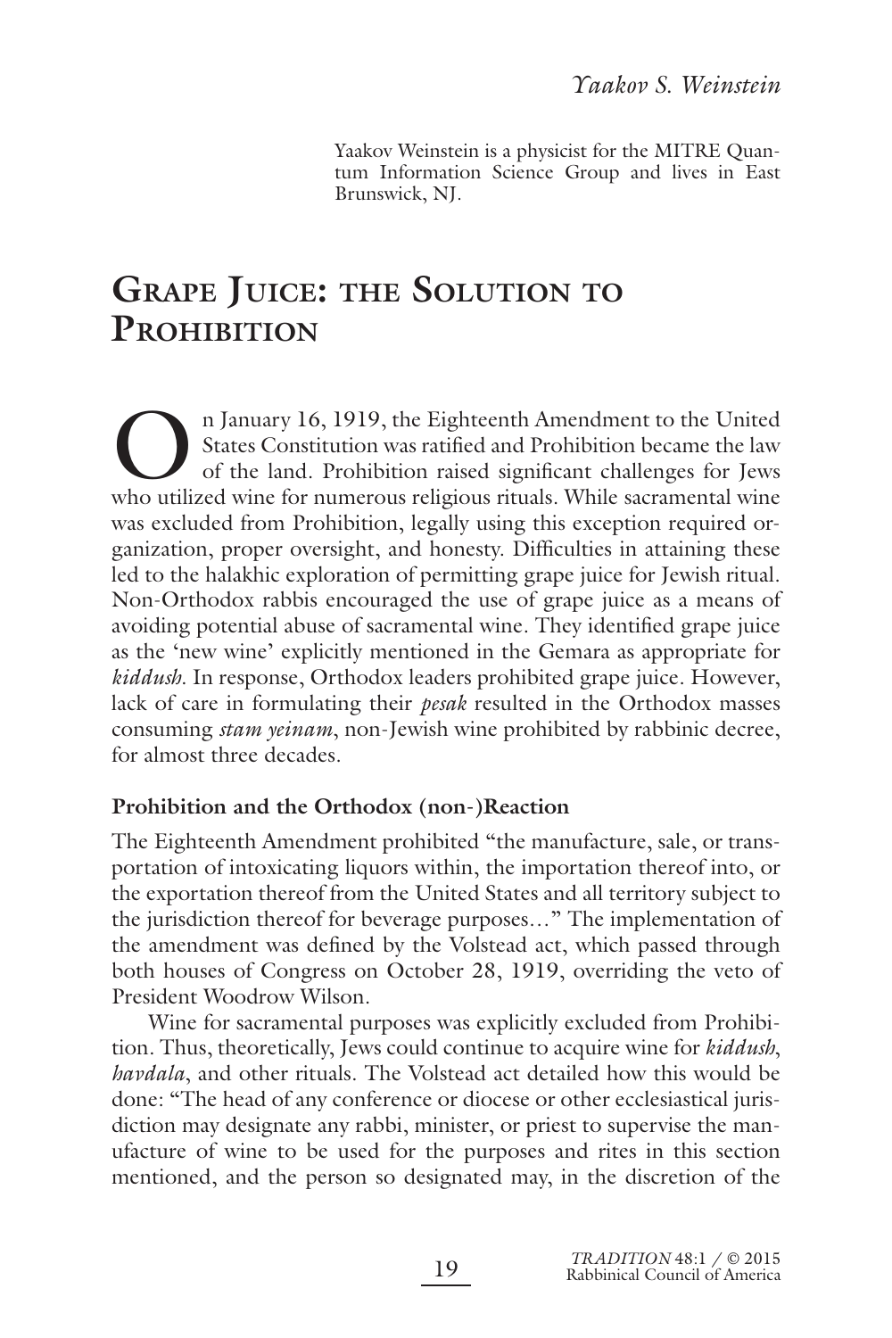Yaakov S. Weinstein

Yaakov Weinstein is a physicist for the MITRE Quantum Information Science Group and lives in East Brunswick, NJ.

# Grape Juice: the Solution to Prohibition

On January 16, 1919, the Eighteenth Amendment to the United States Constitution was ratified and Prohibition became the law of the land. Prohibition raised significant challenges for Jews who utilized wine for numerous religious rituals. While sacramental wine was excluded from Prohibition, legally using this exception required organization, proper oversight, and honesty. Difficulties in attaining these led to the halakhic exploration of permitting grape juice for Jewish ritual. Non-Orthodox rabbis encouraged the use of grape juice as a means of avoiding potential abuse of sacramental wine. They identified grape juice as the 'new wine' explicitly mentioned in the Gemara as appropriate for *kiddush*. In response, Orthodox leaders prohibited grape juice. However, lack of care in formulating their *pesak* resulted in the Orthodox masses consuming *stam yeinam*, non-Jewish wine prohibited by rabbinic decree, for almost three decades.

## Prohibition and the Orthodox (non-)Reaction

The Eighteenth Amendment prohibited "the manufacture, sale, or transportation of intoxicating liquors within, the importation thereof into, or the exportation thereof from the United States and all territory subject to the jurisdiction thereof for beverage purposes…" The implementation of the amendment was defined by the Volstead act, which passed through both houses of Congress on October 28, 1919, overriding the veto of President Woodrow Wilson.

Wine for sacramental purposes was explicitly excluded from Prohibition. Thus, theoretically, Jews could continue to acquire wine for *kiddush*, *havdala*, and other rituals. The Volstead act detailed how this would be done: "The head of any conference or diocese or other ecclesiastical jurisdiction may designate any rabbi, minister, or priest to supervise the manufacture of wine to be used for the purposes and rites in this section mentioned, and the person so designated may, in the discretion of the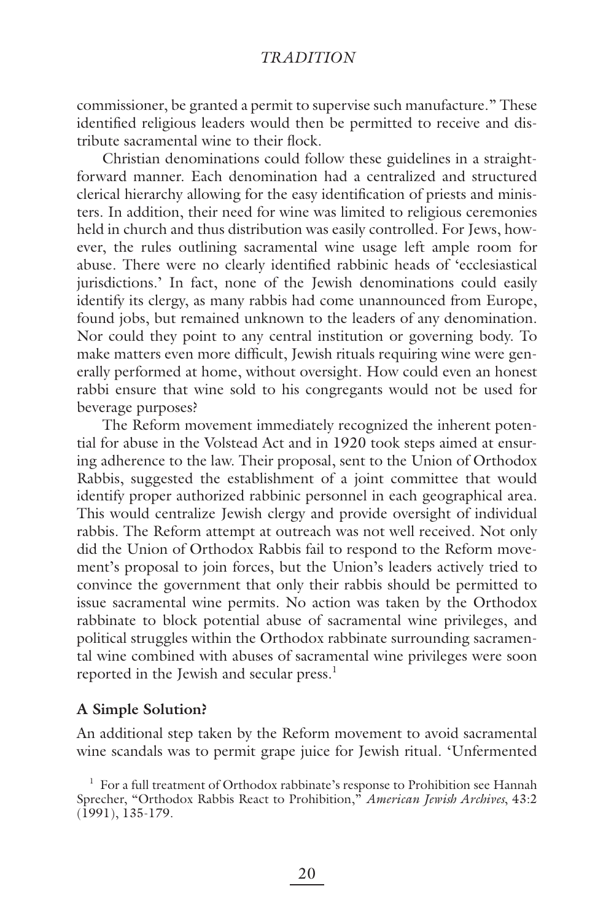commissioner, be granted a permit to supervise such manufacture." These identified religious leaders would then be permitted to receive and distribute sacramental wine to their flock.

Christian denominations could follow these guidelines in a straightforward manner. Each denomination had a centralized and structured clerical hierarchy allowing for the easy identification of priests and ministers. In addition, their need for wine was limited to religious ceremonies held in church and thus distribution was easily controlled. For Jews, however, the rules outlining sacramental wine usage left ample room for abuse. There were no clearly identified rabbinic heads of 'ecclesiastical jurisdictions.' In fact, none of the Jewish denominations could easily identify its clergy, as many rabbis had come unannounced from Europe, found jobs, but remained unknown to the leaders of any denomination. Nor could they point to any central institution or governing body. To make matters even more difficult, Jewish rituals requiring wine were generally performed at home, without oversight. How could even an honest rabbi ensure that wine sold to his congregants would not be used for beverage purposes?

The Reform movement immediately recognized the inherent potential for abuse in the Volstead Act and in 1920 took steps aimed at ensuring adherence to the law. Their proposal, sent to the Union of Orthodox Rabbis, suggested the establishment of a joint committee that would identify proper authorized rabbinic personnel in each geographical area. This would centralize Jewish clergy and provide oversight of individual rabbis. The Reform attempt at outreach was not well received. Not only did the Union of Orthodox Rabbis fail to respond to the Reform movement's proposal to join forces, but the Union's leaders actively tried to convince the government that only their rabbis should be permitted to issue sacramental wine permits. No action was taken by the Orthodox rabbinate to block potential abuse of sacramental wine privileges, and political struggles within the Orthodox rabbinate surrounding sacramental wine combined with abuses of sacramental wine privileges were soon reported in the Jewish and secular press.[1]

### A Simple Solution?

An additional step taken by the Reform movement to avoid sacramental wine scandals was to permit grape juice for Jewish ritual. 'Unfermented

[1] For a full treatment of Orthodox rabbinate's response to Prohibition see Hannah Sprecher, "Orthodox Rabbis React to Prohibition," *American Jewish Archives*, 43:2 (1991), 135-179.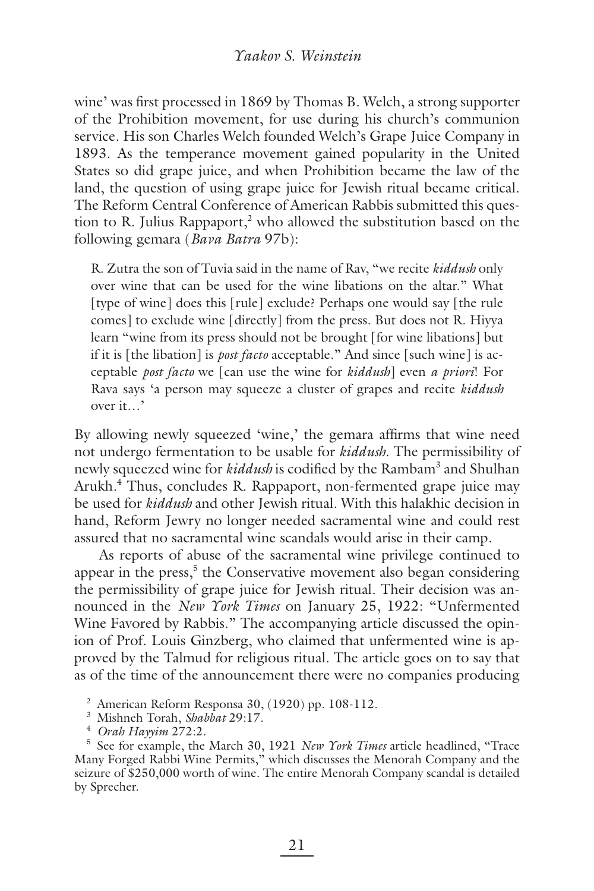wine' was first processed in 1869 by Thomas B. Welch, a strong supporter of the Prohibition movement, for use during his church's communion service. His son Charles Welch founded Welch's Grape Juice Company in 1893. As the temperance movement gained popularity in the United States so did grape juice, and when Prohibition became the law of the land, the question of using grape juice for Jewish ritual became critical. The Reform Central Conference of American Rabbis submitted this question to R. Julius Rappaport,[2] who allowed the substitution based on the following gemara (*Bava Batra* 97b):

> R. Zutra the son of Tuvia said in the name of Rav, "we recite *kiddush* only over wine that can be used for the wine libations on the altar." What [type of wine] does this [rule] exclude? Perhaps one would say [the rule comes] to exclude wine [directly] from the press. But does not R. Hiyya learn "wine from its press should not be brought [for wine libations] but if it is [the libation] is *post facto* acceptable." And since [such wine] is acceptable *post facto* we [can use the wine for *kiddush*] even *a priori*! For Rava says 'a person may squeeze a cluster of grapes and recite *kiddush* over it…'

By allowing newly squeezed 'wine,' the gemara affirms that wine need not undergo fermentation to be usable for *kiddush*. The permissibility of newly squeezed wine for *kiddush* is codified by the Rambam[3] and Shulhan Arukh.[4] Thus, concludes R. Rappaport, non-fermented grape juice may be used for *kiddush* and other Jewish ritual. With this halakhic decision in hand, Reform Jewry no longer needed sacramental wine and could rest assured that no sacramental wine scandals would arise in their camp.

As reports of abuse of the sacramental wine privilege continued to appear in the press,[5] the Conservative movement also began considering the permissibility of grape juice for Jewish ritual. Their decision was announced in the *New York Times* on January 25, 1922: "Unfermented Wine Favored by Rabbis." The accompanying article discussed the opinion of Prof. Louis Ginzberg, who claimed that unfermented wine is approved by the Talmud for religious ritual. The article goes on to say that as of the time of the announcement there were no companies producing

[2] American Reform Responsa 30, (1920) pp. 108-112.

[3] Mishneh Torah, *Shabbat* 29:17.

[4] *Orah Hayyim* 272:2.

[5] See for example, the March 30, 1921 *New York Times* article headlined, "Trace Many Forged Rabbi Wine Permits," which discusses the Menorah Company and the seizure of $250,000 worth of wine. The entire Menorah Company scandal is detailed by Sprecher.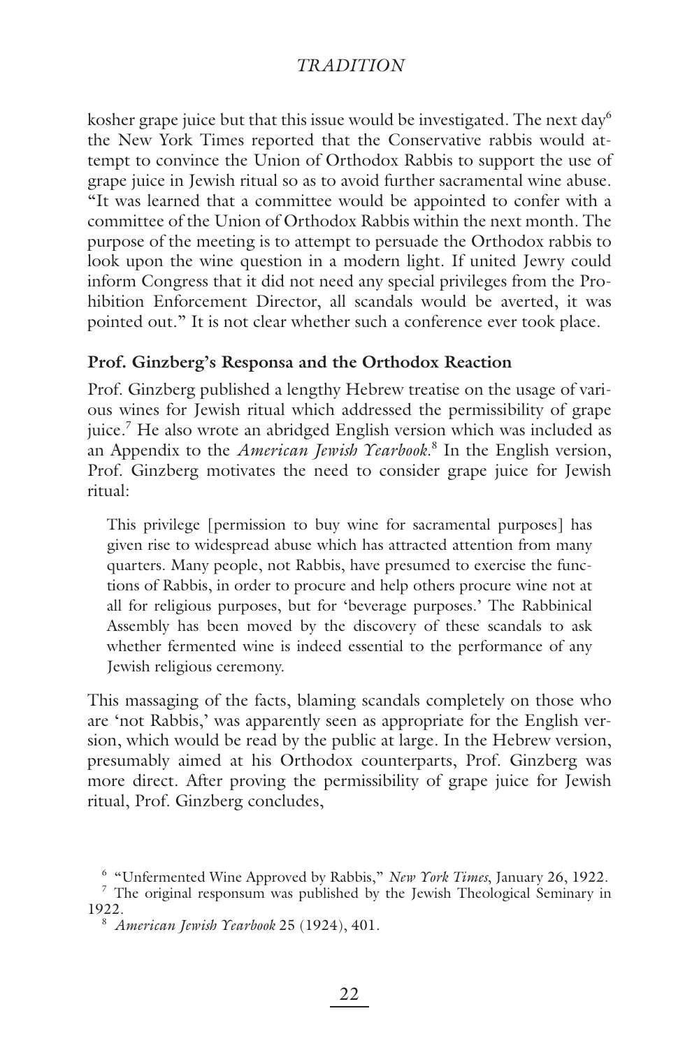kosher grape juice but that this issue would be investigated. The next day[6] the New York Times reported that the Conservative rabbis would attempt to convince the Union of Orthodox Rabbis to support the use of grape juice in Jewish ritual so as to avoid further sacramental wine abuse. "It was learned that a committee would be appointed to confer with a committee of the Union of Orthodox Rabbis within the next month. The purpose of the meeting is to attempt to persuade the Orthodox rabbis to look upon the wine question in a modern light. If united Jewry could inform Congress that it did not need any special privileges from the Prohibition Enforcement Director, all scandals would be averted, it was pointed out." It is not clear whether such a conference ever took place.

### Prof. Ginzberg's Responsa and the Orthodox Reaction

Prof. Ginzberg published a lengthy Hebrew treatise on the usage of various wines for Jewish ritual which addressed the permissibility of grape juice.[7] He also wrote an abridged English version which was included as an Appendix to the *American Jewish Yearbook*.[8] In the English version, Prof. Ginzberg motivates the need to consider grape juice for Jewish ritual:

> This privilege [permission to buy wine for sacramental purposes] has given rise to widespread abuse which has attracted attention from many quarters. Many people, not Rabbis, have presumed to exercise the functions of Rabbis, in order to procure and help others procure wine not at all for religious purposes, but for 'beverage purposes.' The Rabbinical Assembly has been moved by the discovery of these scandals to ask whether fermented wine is indeed essential to the performance of any Jewish religious ceremony.

This massaging of the facts, blaming scandals completely on those who are 'not Rabbis,' was apparently seen as appropriate for the English version, which would be read by the public at large. In the Hebrew version, presumably aimed at his Orthodox counterparts, Prof. Ginzberg was more direct. After proving the permissibility of grape juice for Jewish ritual, Prof. Ginzberg concludes,

---

[6] "Unfermented Wine Approved by Rabbis," *New York Times*, January 26, 1922.

[7] The original responsum was published by the Jewish Theological Seminary in 1922.

[8] *American Jewish Yearbook* 25 (1924), 401.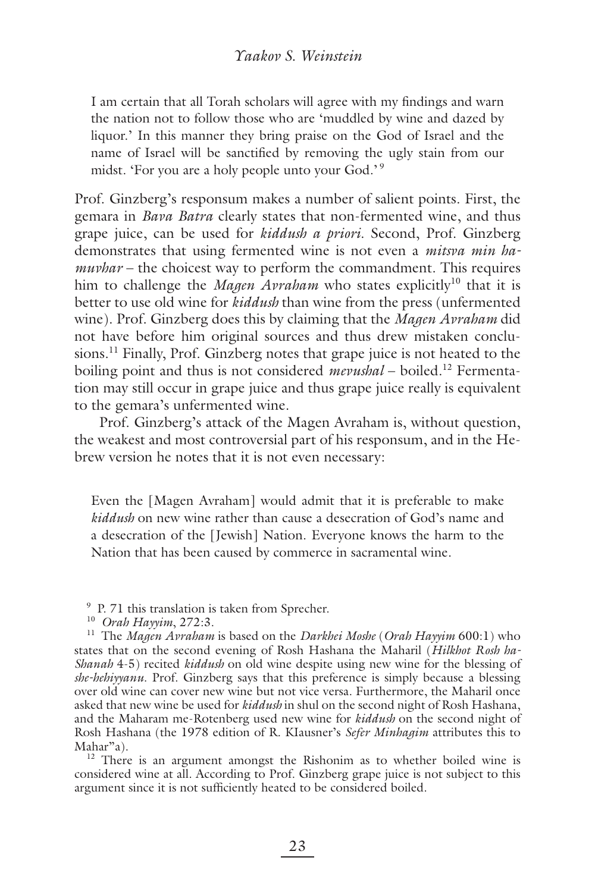> I am certain that all Torah scholars will agree with my findings and warn the nation not to follow those who are 'muddled by wine and dazed by liquor.' In this manner they bring praise on the God of Israel and the name of Israel will be sanctified by removing the ugly stain from our midst. 'For you are a holy people unto your God.'[9]

Prof. Ginzberg's responsum makes a number of salient points. First, the gemara in *Bava Batra* clearly states that non-fermented wine, and thus grape juice, can be used for *kiddush a priori*. Second, Prof. Ginzberg demonstrates that using fermented wine is not even a *mitsva min ha-muvhar* – the choicest way to perform the commandment. This requires him to challenge the *Magen Avraham* who states explicitly[10] that it is better to use old wine for *kiddush* than wine from the press (unfermented wine). Prof. Ginzberg does this by claiming that the *Magen Avraham* did not have before him original sources and thus drew mistaken conclusions.[11] Finally, Prof. Ginzberg notes that grape juice is not heated to the boiling point and thus is not considered *mevushal* – boiled.[12] Fermentation may still occur in grape juice and thus grape juice really is equivalent to the gemara's unfermented wine.

Prof. Ginzberg's attack of the Magen Avraham is, without question, the weakest and most controversial part of his responsum, and in the Hebrew version he notes that it is not even necessary:

> Even the [Magen Avraham] would admit that it is preferable to make *kiddush* on new wine rather than cause a desecration of God's name and a desecration of the [Jewish] Nation. Everyone knows the harm to the Nation that has been caused by commerce in sacramental wine.

---

[9] P. 71 this translation is taken from Sprecher.

[10] *Orah Hayyim*, 272:3.

[11] The *Magen Avraham* is based on the *Darkhei Moshe* (*Orah Hayyim* 600:1) who states that on the second evening of Rosh Hashana the Maharil (*Hilkhot Rosh ha-Shanah* 4-5) recited *kiddush* on old wine despite using new wine for the blessing of *she-hehiyyanu*. Prof. Ginzberg says that this preference is simply because a blessing over old wine can cover new wine but not vice versa. Furthermore, the Maharil once asked that new wine be used for *kiddush* in shul on the second night of Rosh Hashana, and the Maharam me-Rotenberg used new wine for *kiddush* on the second night of Rosh Hashana (the 1978 edition of R. KIausner's *Sefer Minhagim* attributes this to Mahar"a).

[12] There is an argument amongst the Rishonim as to whether boiled wine is considered wine at all. According to Prof. Ginzberg grape juice is not subject to this argument since it is not sufficiently heated to be considered boiled.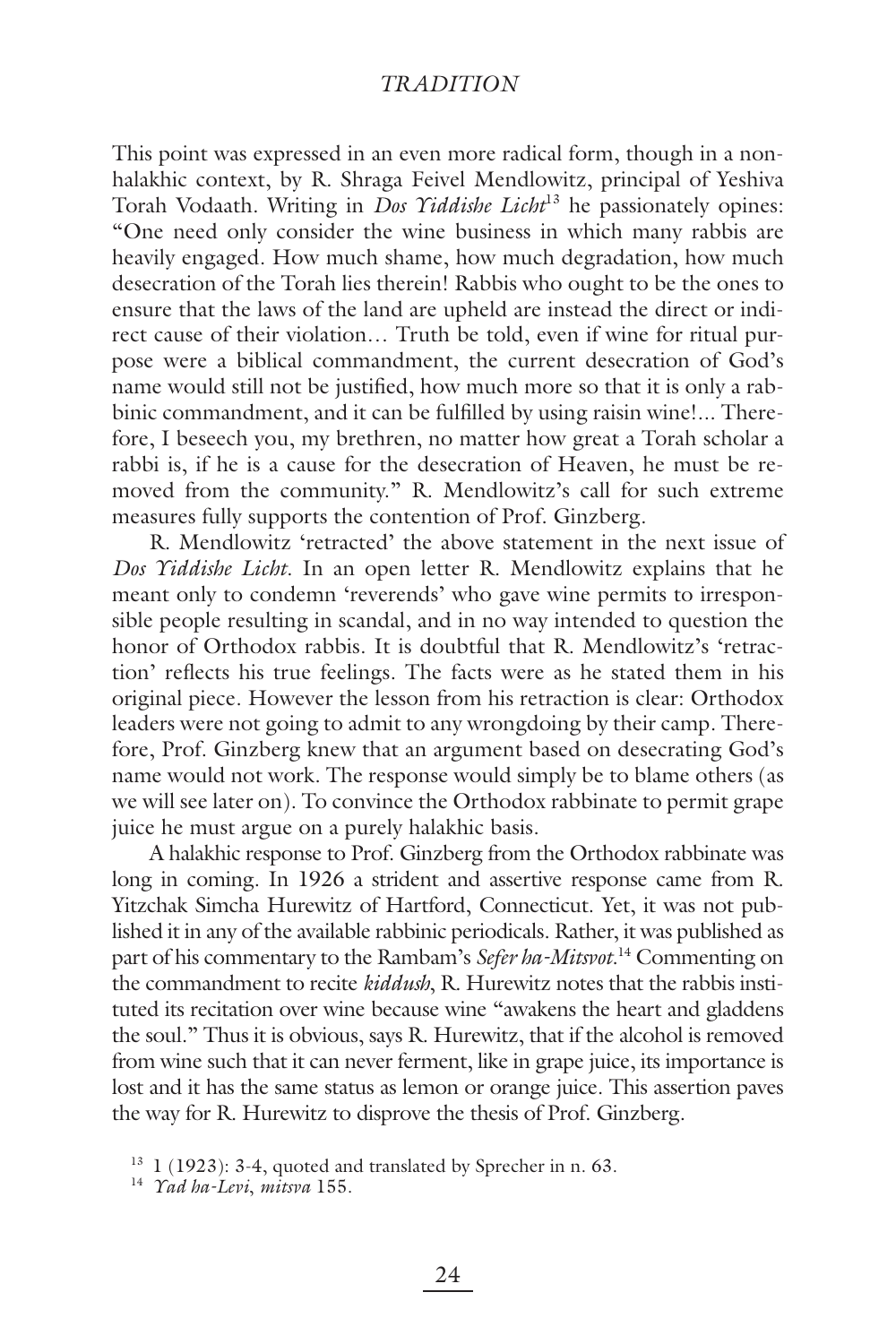This point was expressed in an even more radical form, though in a non-halakhic context, by R. Shraga Feivel Mendlowitz, principal of Yeshiva Torah Vodaath. Writing in *Dos Yiddishe Licht*[13] he passionately opines: "One need only consider the wine business in which many rabbis are heavily engaged. How much shame, how much degradation, how much desecration of the Torah lies therein! Rabbis who ought to be the ones to ensure that the laws of the land are upheld are instead the direct or indirect cause of their violation… Truth be told, even if wine for ritual purpose were a biblical commandment, the current desecration of God's name would still not be justified, how much more so that it is only a rabbinic commandment, and it can be fulfilled by using raisin wine!... Therefore, I beseech you, my brethren, no matter how great a Torah scholar a rabbi is, if he is a cause for the desecration of Heaven, he must be removed from the community." R. Mendlowitz's call for such extreme measures fully supports the contention of Prof. Ginzberg.

R. Mendlowitz 'retracted' the above statement in the next issue of *Dos Yiddishe Licht*. In an open letter R. Mendlowitz explains that he meant only to condemn 'reverends' who gave wine permits to irresponsible people resulting in scandal, and in no way intended to question the honor of Orthodox rabbis. It is doubtful that R. Mendlowitz's 'retraction' reflects his true feelings. The facts were as he stated them in his original piece. However the lesson from his retraction is clear: Orthodox leaders were not going to admit to any wrongdoing by their camp. Therefore, Prof. Ginzberg knew that an argument based on desecrating God's name would not work. The response would simply be to blame others (as we will see later on). To convince the Orthodox rabbinate to permit grape juice he must argue on a purely halakhic basis.

A halakhic response to Prof. Ginzberg from the Orthodox rabbinate was long in coming. In 1926 a strident and assertive response came from R. Yitzchak Simcha Hurewitz of Hartford, Connecticut. Yet, it was not published it in any of the available rabbinic periodicals. Rather, it was published as part of his commentary to the Rambam's *Sefer ha-Mitsvot*.[14] Commenting on the commandment to recite *kiddush*, R. Hurewitz notes that the rabbis instituted its recitation over wine because wine "awakens the heart and gladdens the soul." Thus it is obvious, says R. Hurewitz, that if the alcohol is removed from wine such that it can never ferment, like in grape juice, its importance is lost and it has the same status as lemon or orange juice. This assertion paves the way for R. Hurewitz to disprove the thesis of Prof. Ginzberg.

[13] 1 (1923): 3-4, quoted and translated by Sprecher in n. 63.

[14] *Yad ha-Levi*, *mitsva* 155.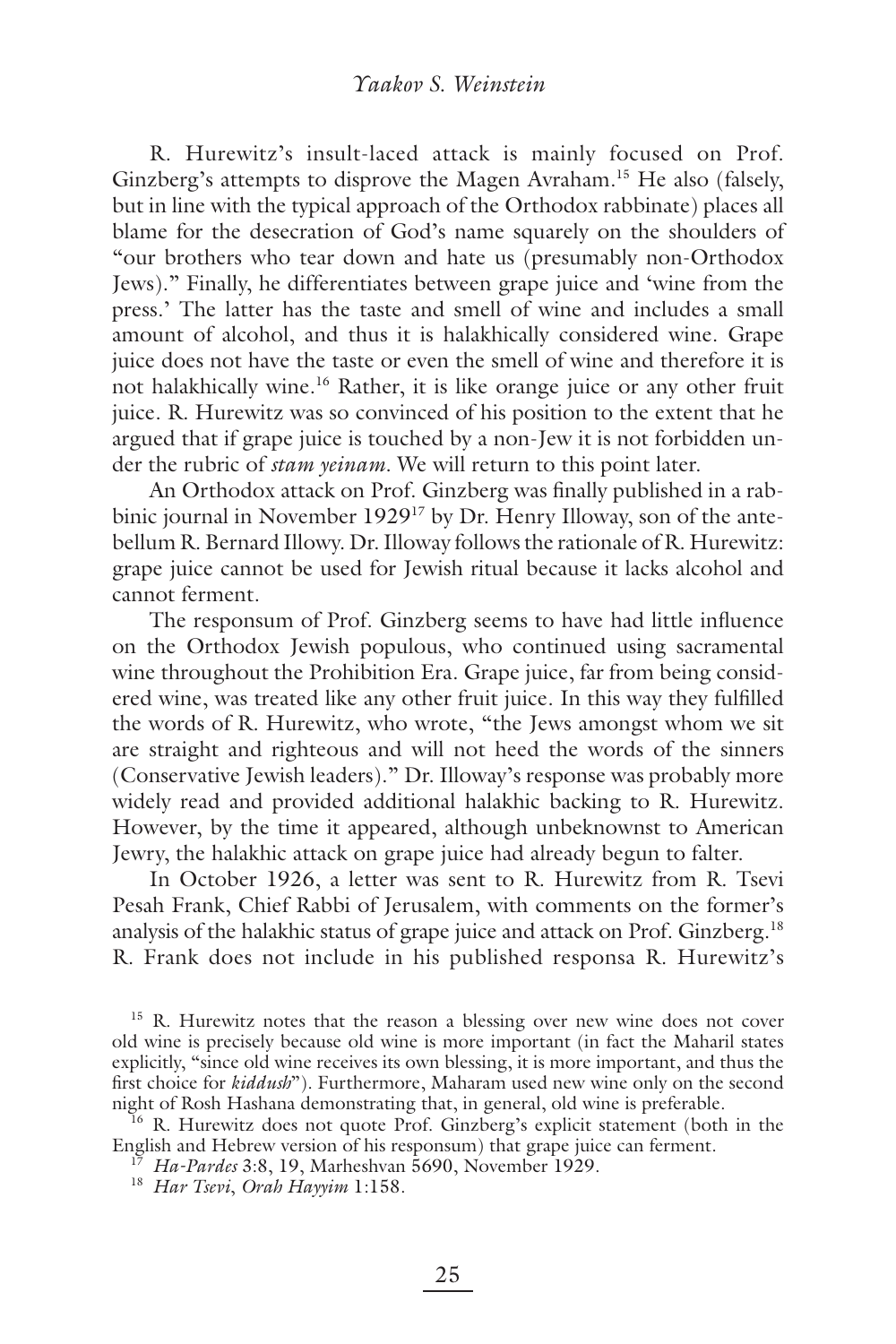R. Hurewitz's insult-laced attack is mainly focused on Prof. Ginzberg's attempts to disprove the Magen Avraham.[15] He also (falsely, but in line with the typical approach of the Orthodox rabbinate) places all blame for the desecration of God's name squarely on the shoulders of "our brothers who tear down and hate us (presumably non-Orthodox Jews)." Finally, he differentiates between grape juice and 'wine from the press.' The latter has the taste and smell of wine and includes a small amount of alcohol, and thus it is halakhically considered wine. Grape juice does not have the taste or even the smell of wine and therefore it is not halakhically wine.[16] Rather, it is like orange juice or any other fruit juice. R. Hurewitz was so convinced of his position to the extent that he argued that if grape juice is touched by a non-Jew it is not forbidden under the rubric of *stam yeinam*. We will return to this point later.

An Orthodox attack on Prof. Ginzberg was finally published in a rabbinic journal in November 1929[17] by Dr. Henry Illoway, son of the antebellum R. Bernard Illowy. Dr. Illoway follows the rationale of R. Hurewitz: grape juice cannot be used for Jewish ritual because it lacks alcohol and cannot ferment.

The responsum of Prof. Ginzberg seems to have had little influence on the Orthodox Jewish populous, who continued using sacramental wine throughout the Prohibition Era. Grape juice, far from being considered wine, was treated like any other fruit juice. In this way they fulfilled the words of R. Hurewitz, who wrote, "the Jews amongst whom we sit are straight and righteous and will not heed the words of the sinners (Conservative Jewish leaders)." Dr. Illoway's response was probably more widely read and provided additional halakhic backing to R. Hurewitz. However, by the time it appeared, although unbeknownst to American Jewry, the halakhic attack on grape juice had already begun to falter.

In October 1926, a letter was sent to R. Hurewitz from R. Tsevi Pesah Frank, Chief Rabbi of Jerusalem, with comments on the former's analysis of the halakhic status of grape juice and attack on Prof. Ginzberg.[18] R. Frank does not include in his published responsa R. Hurewitz's

---

[15] R. Hurewitz notes that the reason a blessing over new wine does not cover old wine is precisely because old wine is more important (in fact the Maharil states explicitly, "since old wine receives its own blessing, it is more important, and thus the first choice for *kiddush*"). Furthermore, Maharam used new wine only on the second night of Rosh Hashana demonstrating that, in general, old wine is preferable.

[16] R. Hurewitz does not quote Prof. Ginzberg's explicit statement (both in the English and Hebrew version of his responsum) that grape juice can ferment.

[17] *Ha-Pardes* 3:8, 19, Marheshvan 5690, November 1929.

[18] *Har Tsevi*, *Orah Hayyim* 1:158.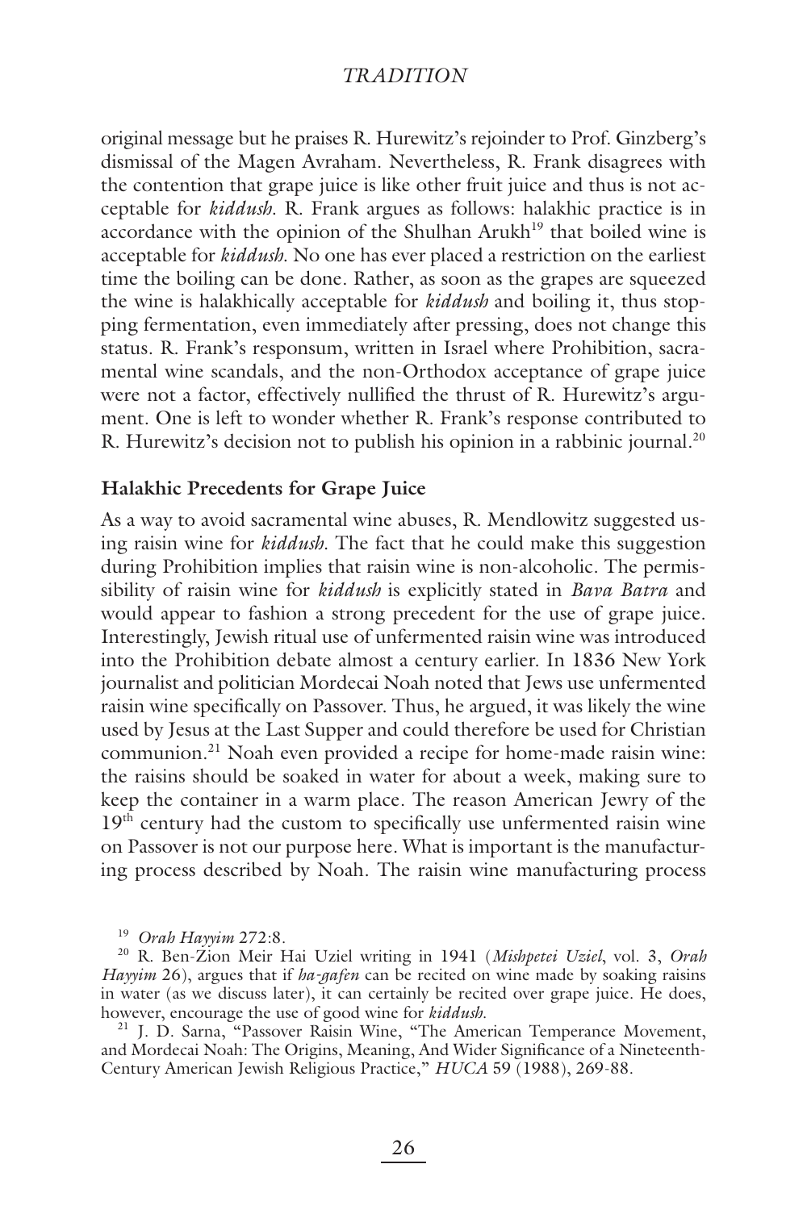original message but he praises R. Hurewitz's rejoinder to Prof. Ginzberg's dismissal of the Magen Avraham. Nevertheless, R. Frank disagrees with the contention that grape juice is like other fruit juice and thus is not acceptable for *kiddush*. R. Frank argues as follows: halakhic practice is in accordance with the opinion of the Shulhan Arukh[19] that boiled wine is acceptable for *kiddush*. No one has ever placed a restriction on the earliest time the boiling can be done. Rather, as soon as the grapes are squeezed the wine is halakhically acceptable for *kiddush* and boiling it, thus stopping fermentation, even immediately after pressing, does not change this status. R. Frank's responsum, written in Israel where Prohibition, sacramental wine scandals, and the non-Orthodox acceptance of grape juice were not a factor, effectively nullified the thrust of R. Hurewitz's argument. One is left to wonder whether R. Frank's response contributed to R. Hurewitz's decision not to publish his opinion in a rabbinic journal.[20]

**Halakhic Precedents for Grape Juice**

As a way to avoid sacramental wine abuses, R. Mendlowitz suggested using raisin wine for *kiddush*. The fact that he could make this suggestion during Prohibition implies that raisin wine is non-alcoholic. The permissibility of raisin wine for *kiddush* is explicitly stated in *Bava Batra* and would appear to fashion a strong precedent for the use of grape juice. Interestingly, Jewish ritual use of unfermented raisin wine was introduced into the Prohibition debate almost a century earlier. In 1836 New York journalist and politician Mordecai Noah noted that Jews use unfermented raisin wine specifically on Passover. Thus, he argued, it was likely the wine used by Jesus at the Last Supper and could therefore be used for Christian communion.[21] Noah even provided a recipe for home-made raisin wine: the raisins should be soaked in water for about a week, making sure to keep the container in a warm place. The reason American Jewry of the 19th century had the custom to specifically use unfermented raisin wine on Passover is not our purpose here. What is important is the manufacturing process described by Noah. The raisin wine manufacturing process

[19] *Orah Hayyim* 272:8.

[20] R. Ben-Zion Meir Hai Uziel writing in 1941 (*Mishpetei Uziel*, vol. 3, *Orah Hayyim* 26), argues that if *ha-gafen* can be recited on wine made by soaking raisins in water (as we discuss later), it can certainly be recited over grape juice. He does, however, encourage the use of good wine for *kiddush*.

[21] J. D. Sarna, "Passover Raisin Wine, "The American Temperance Movement, and Mordecai Noah: The Origins, Meaning, And Wider Significance of a Nineteenth-Century American Jewish Religious Practice," *HUCA* 59 (1988), 269-88.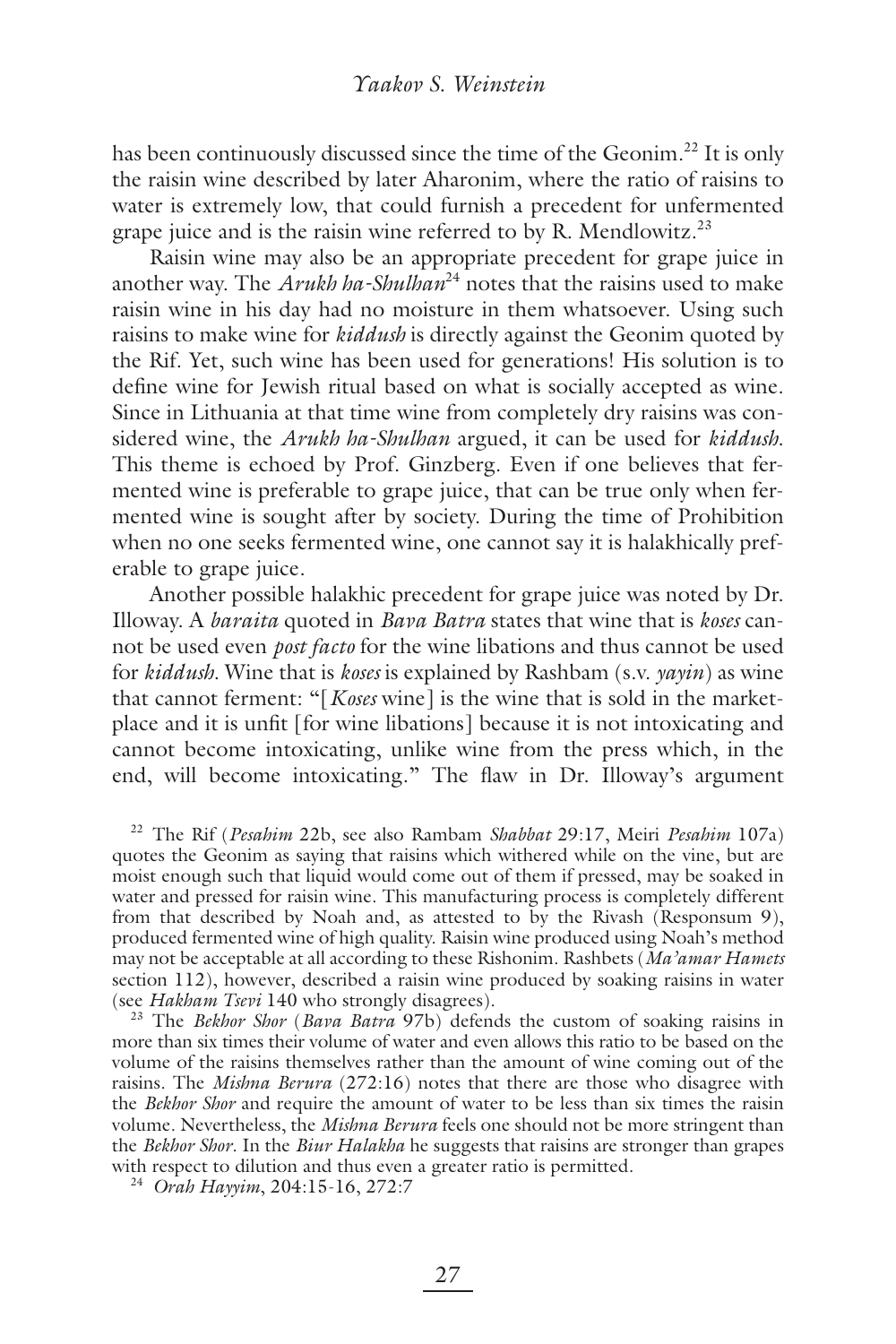has been continuously discussed since the time of the Geonim.[22] It is only the raisin wine described by later Aharonim, where the ratio of raisins to water is extremely low, that could furnish a precedent for unfermented grape juice and is the raisin wine referred to by R. Mendlowitz.[23]

Raisin wine may also be an appropriate precedent for grape juice in another way. The *Arukh ha-Shulhan*[24] notes that the raisins used to make raisin wine in his day had no moisture in them whatsoever. Using such raisins to make wine for *kiddush* is directly against the Geonim quoted by the Rif. Yet, such wine has been used for generations! His solution is to define wine for Jewish ritual based on what is socially accepted as wine. Since in Lithuania at that time wine from completely dry raisins was considered wine, the *Arukh ha-Shulhan* argued, it can be used for *kiddush*. This theme is echoed by Prof. Ginzberg. Even if one believes that fermented wine is preferable to grape juice, that can be true only when fermented wine is sought after by society. During the time of Prohibition when no one seeks fermented wine, one cannot say it is halakhically preferable to grape juice.

Another possible halakhic precedent for grape juice was noted by Dr. Illoway. A *baraita* quoted in *Bava Batra* states that wine that is *koses* cannot be used even *post facto* for the wine libations and thus cannot be used for *kiddush*. Wine that is *koses* is explained by Rashbam (s.v. *yayin*) as wine that cannot ferment: "[*Koses* wine] is the wine that is sold in the marketplace and it is unfit [for wine libations] because it is not intoxicating and cannot become intoxicating, unlike wine from the press which, in the end, will become intoxicating." The flaw in Dr. Illoway's argument

---

[22] The Rif (*Pesahim* 22b, see also Rambam *Shabbat* 29:17, Meiri *Pesahim* 107a) quotes the Geonim as saying that raisins which withered while on the vine, but are moist enough such that liquid would come out of them if pressed, may be soaked in water and pressed for raisin wine. This manufacturing process is completely different from that described by Noah and, as attested to by the Rivash (Responsum 9), produced fermented wine of high quality. Raisin wine produced using Noah's method may not be acceptable at all according to these Rishonim. Rashbets (*Ma'amar Hamets* section 112), however, described a raisin wine produced by soaking raisins in water (see *Hakham Tsevi* 140 who strongly disagrees).

[23] The *Bekhor Shor* (*Bava Batra* 97b) defends the custom of soaking raisins in more than six times their volume of water and even allows this ratio to be based on the volume of the raisins themselves rather than the amount of wine coming out of the raisins. The *Mishna Berura* (272:16) notes that there are those who disagree with the *Bekhor Shor* and require the amount of water to be less than six times the raisin volume. Nevertheless, the *Mishna Berura* feels one should not be more stringent than the *Bekhor Shor*. In the *Biur Halakha* he suggests that raisins are stronger than grapes with respect to dilution and thus even a greater ratio is permitted.

[24] *Orah Hayyim*, 204:15-16, 272:7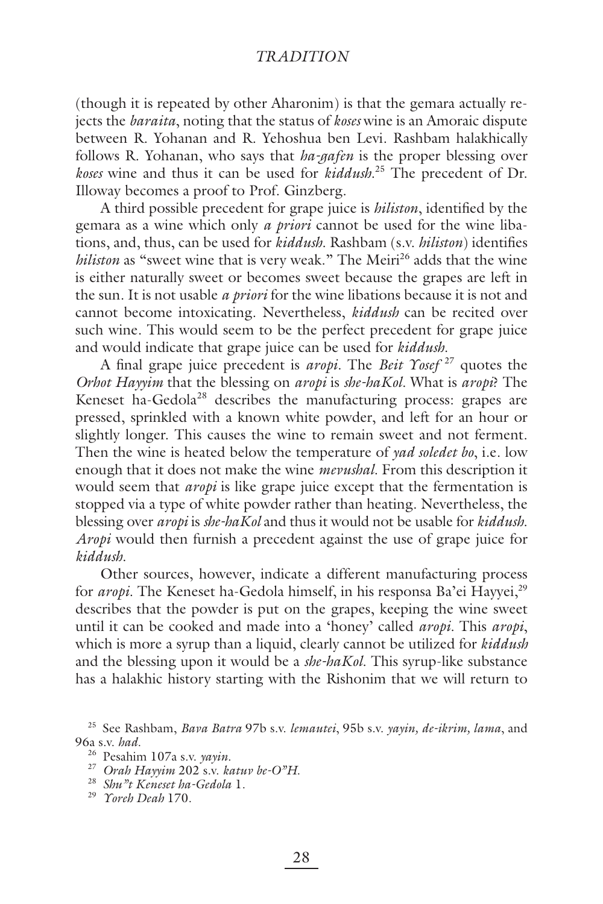(though it is repeated by other Aharonim) is that the gemara actually rejects the *baraita*, noting that the status of *koses* wine is an Amoraic dispute between R. Yohanan and R. Yehoshua ben Levi. Rashbam halakhically follows R. Yohanan, who says that *ha-gafen* is the proper blessing over *koses* wine and thus it can be used for *kiddush*.[25] The precedent of Dr. Illoway becomes a proof to Prof. Ginzberg.

A third possible precedent for grape juice is *hiliston*, identified by the gemara as a wine which only *a priori* cannot be used for the wine libations, and, thus, can be used for *kiddush*. Rashbam (s.v. *hiliston*) identifies *hiliston* as "sweet wine that is very weak." The Meiri[26] adds that the wine is either naturally sweet or becomes sweet because the grapes are left in the sun. It is not usable *a priori* for the wine libations because it is not and cannot become intoxicating. Nevertheless, *kiddush* can be recited over such wine. This would seem to be the perfect precedent for grape juice and would indicate that grape juice can be used for *kiddush*.

A final grape juice precedent is *aropi*. The *Beit Yosef*[27] quotes the *Orhot Hayyim* that the blessing on *aropi* is *she-haKol*. What is *aropi*? The Keneset ha-Gedola[28] describes the manufacturing process: grapes are pressed, sprinkled with a known white powder, and left for an hour or slightly longer. This causes the wine to remain sweet and not ferment. Then the wine is heated below the temperature of *yad soledet bo*, i.e. low enough that it does not make the wine *mevushal*. From this description it would seem that *aropi* is like grape juice except that the fermentation is stopped via a type of white powder rather than heating. Nevertheless, the blessing over *aropi* is *she-haKol* and thus it would not be usable for *kiddush*. *Aropi* would then furnish a precedent against the use of grape juice for *kiddush*.

Other sources, however, indicate a different manufacturing process for *aropi*. The Keneset ha-Gedola himself, in his responsa Ba'ei Hayyei,[29] describes that the powder is put on the grapes, keeping the wine sweet until it can be cooked and made into a 'honey' called *aropi*. This *aropi*, which is more a syrup than a liquid, clearly cannot be utilized for *kiddush* and the blessing upon it would be a *she-haKol*. This syrup-like substance has a halakhic history starting with the Rishonim that we will return to

---

[25] See Rashbam, *Bava Batra* 97b s.v. *lemautei*, 95b s.v. *yayin, de-ikrim, lama*, and 96a s.v. *had*.

[26] Pesahim 107a s.v. *yayin*.

[27] *Orah Hayyim* 202 s.v. *katuv be-O"H*.

[28] *Shu"t Keneset ha-Gedola* 1.

[29] *Yoreh Deah* 170.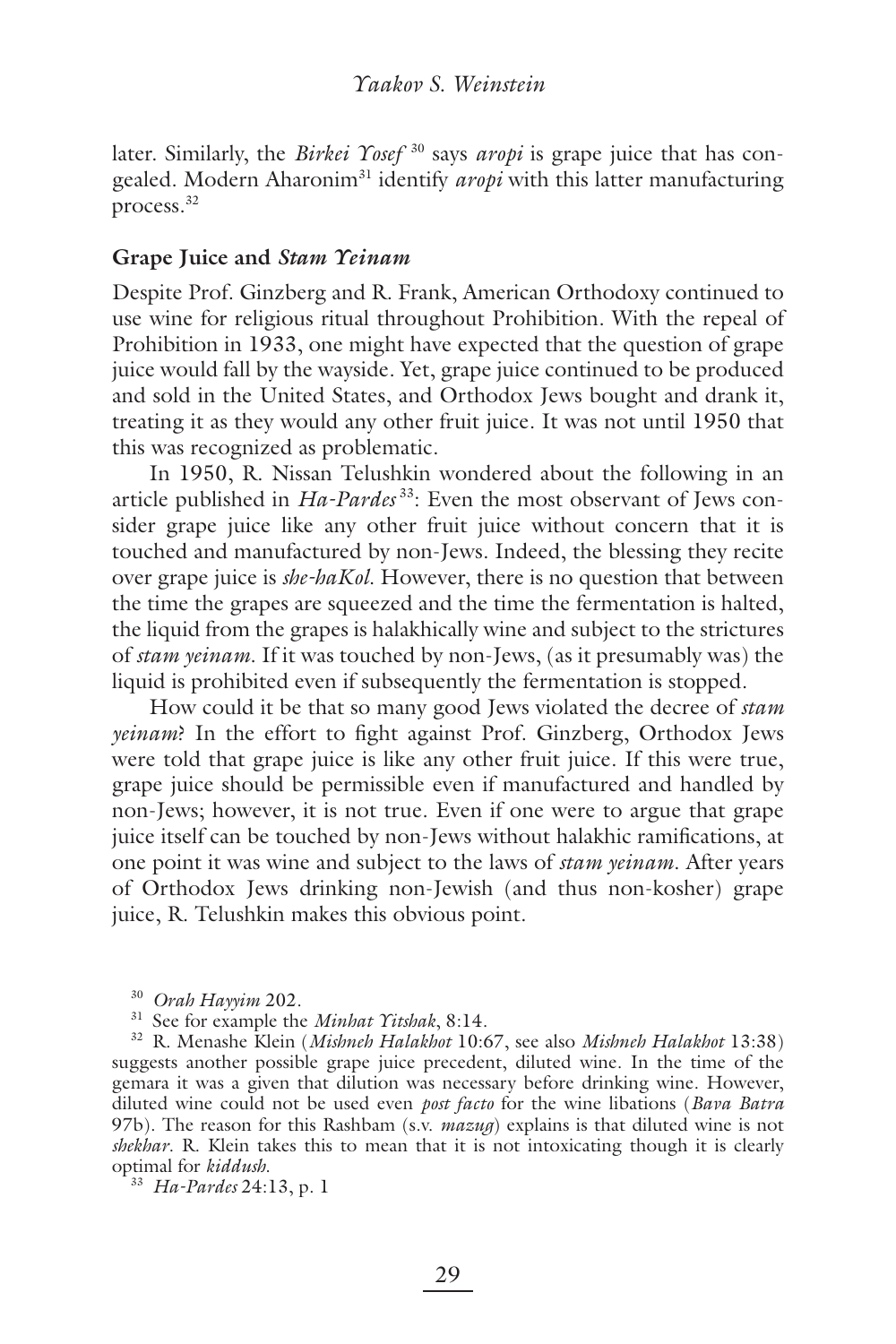later. Similarly, the *Birkei Yosef* [30] says *aropi* is grape juice that has congealed. Modern Aharonim[31] identify *aropi* with this latter manufacturing process.[32]

## Grape Juice and *Stam Yeinam*

Despite Prof. Ginzberg and R. Frank, American Orthodoxy continued to use wine for religious ritual throughout Prohibition. With the repeal of Prohibition in 1933, one might have expected that the question of grape juice would fall by the wayside. Yet, grape juice continued to be produced and sold in the United States, and Orthodox Jews bought and drank it, treating it as they would any other fruit juice. It was not until 1950 that this was recognized as problematic.

In 1950, R. Nissan Telushkin wondered about the following in an article published in *Ha-Pardes* [33]: Even the most observant of Jews consider grape juice like any other fruit juice without concern that it is touched and manufactured by non-Jews. Indeed, the blessing they recite over grape juice is *she-haKol*. However, there is no question that between the time the grapes are squeezed and the time the fermentation is halted, the liquid from the grapes is halakhically wine and subject to the strictures of *stam yeinam*. If it was touched by non-Jews, (as it presumably was) the liquid is prohibited even if subsequently the fermentation is stopped.

How could it be that so many good Jews violated the decree of *stam yeinam*? In the effort to fight against Prof. Ginzberg, Orthodox Jews were told that grape juice is like any other fruit juice. If this were true, grape juice should be permissible even if manufactured and handled by non-Jews; however, it is not true. Even if one were to argue that grape juice itself can be touched by non-Jews without halakhic ramifications, at one point it was wine and subject to the laws of *stam yeinam*. After years of Orthodox Jews drinking non-Jewish (and thus non-kosher) grape juice, R. Telushkin makes this obvious point.

---

[30] *Orah Hayyim* 202.

[31] See for example the *Minhat Yitshak*, 8:14.

[32] R. Menashe Klein (*Mishneh Halakhot* 10:67, see also *Mishneh Halakhot* 13:38) suggests another possible grape juice precedent, diluted wine. In the time of the gemara it was a given that dilution was necessary before drinking wine. However, diluted wine could not be used even *post facto* for the wine libations (*Bava Batra* 97b). The reason for this Rashbam (s.v. *mazug*) explains is that diluted wine is not *shekhar*. R. Klein takes this to mean that it is not intoxicating though it is clearly optimal for *kiddush*.

[33] *Ha-Pardes* 24:13, p. 1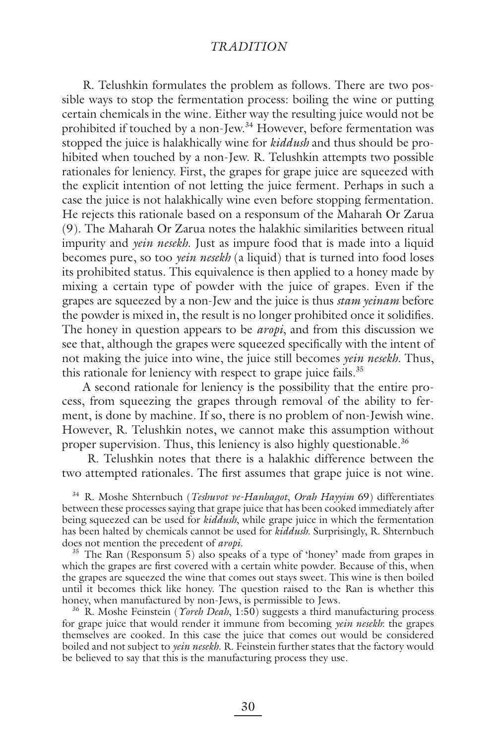R. Telushkin formulates the problem as follows. There are two possible ways to stop the fermentation process: boiling the wine or putting certain chemicals in the wine. Either way the resulting juice would not be prohibited if touched by a non-Jew.[34] However, before fermentation was stopped the juice is halakhically wine for ***kiddush*** and thus should be prohibited when touched by a non-Jew. R. Telushkin attempts two possible rationales for leniency. First, the grapes for grape juice are squeezed with the explicit intention of not letting the juice ferment. Perhaps in such a case the juice is not halakhically wine even before stopping fermentation. He rejects this rationale based on a responsum of the Maharah Or Zarua (9). The Maharah Or Zarua notes the halakhic similarities between ritual impurity and *yein nesekh*. Just as impure food that is made into a liquid becomes pure, so too *yein nesekh* (a liquid) that is turned into food loses its prohibited status. This equivalence is then applied to a honey made by mixing a certain type of powder with the juice of grapes. Even if the grapes are squeezed by a non-Jew and the juice is thus *stam yeinam* before the powder is mixed in, the result is no longer prohibited once it solidifies. The honey in question appears to be *aropi*, and from this discussion we see that, although the grapes were squeezed specifically with the intent of not making the juice into wine, the juice still becomes *yein nesekh*. Thus, this rationale for leniency with respect to grape juice fails.[35]

A second rationale for leniency is the possibility that the entire process, from squeezing the grapes through removal of the ability to ferment, is done by machine. If so, there is no problem of non-Jewish wine. However, R. Telushkin notes, we cannot make this assumption without proper supervision. Thus, this leniency is also highly questionable.[36]

R. Telushkin notes that there is a halakhic difference between the two attempted rationales. The first assumes that grape juice is not wine.

[34] R. Moshe Shternbuch (*Teshuvot ve-Hanhagot*, *Orah Hayyim* 69) differentiates between these processes saying that grape juice that has been cooked immediately after being squeezed can be used for *kiddush*, while grape juice in which the fermentation has been halted by chemicals cannot be used for *kiddush*. Surprisingly, R. Shternbuch does not mention the precedent of *aropi*.

[35] The Ran (Responsum 5) also speaks of a type of 'honey' made from grapes in which the grapes are first covered with a certain white powder. Because of this, when the grapes are squeezed the wine that comes out stays sweet. This wine is then boiled until it becomes thick like honey. The question raised to the Ran is whether this honey, when manufactured by non-Jews, is permissible to Jews.

[36] R. Moshe Feinstein (*Yoreh Deah*, 1:50) suggests a third manufacturing process for grape juice that would render it immune from becoming *yein nesekh*: the grapes themselves are cooked. In this case the juice that comes out would be considered boiled and not subject to *yein nesekh*. R. Feinstein further states that the factory would be believed to say that this is the manufacturing process they use.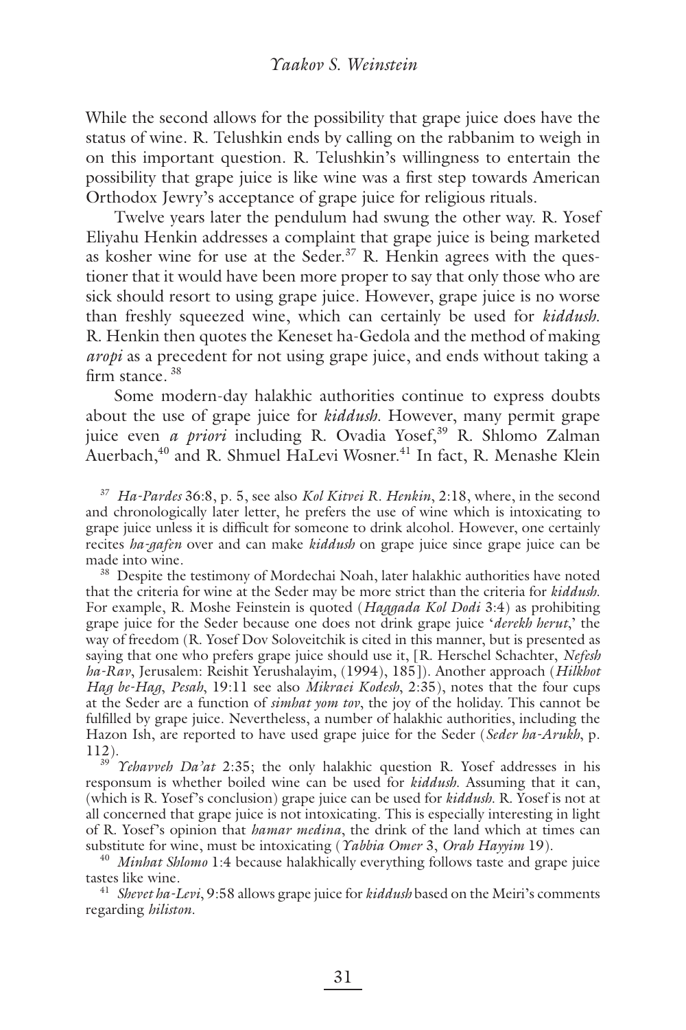While the second allows for the possibility that grape juice does have the status of wine. R. Telushkin ends by calling on the rabbanim to weigh in on this important question. R. Telushkin's willingness to entertain the possibility that grape juice is like wine was a first step towards American Orthodox Jewry's acceptance of grape juice for religious rituals.

Twelve years later the pendulum had swung the other way. R. Yosef Eliyahu Henkin addresses a complaint that grape juice is being marketed as kosher wine for use at the Seder.[37] R. Henkin agrees with the questioner that it would have been more proper to say that only those who are sick should resort to using grape juice. However, grape juice is no worse than freshly squeezed wine, which can certainly be used for *kiddush*. R. Henkin then quotes the Keneset ha-Gedola and the method of making *aropi* as a precedent for not using grape juice, and ends without taking a firm stance.[38]

Some modern-day halakhic authorities continue to express doubts about the use of grape juice for *kiddush*. However, many permit grape juice even *a priori* including R. Ovadia Yosef,[39] R. Shlomo Zalman Auerbach,[40] and R. Shmuel HaLevi Wosner.[41] In fact, R. Menashe Klein

---

[37] *Ha-Pardes* 36:8, p. 5, see also *Kol Kitvei R. Henkin*, 2:18, where, in the second and chronologically later letter, he prefers the use of wine which is intoxicating to grape juice unless it is difficult for someone to drink alcohol. However, one certainly recites *ha-gafen* over and can make *kiddush* on grape juice since grape juice can be made into wine.

[38] Despite the testimony of Mordechai Noah, later halakhic authorities have noted that the criteria for wine at the Seder may be more strict than the criteria for *kiddush*. For example, R. Moshe Feinstein is quoted (*Haggada Kol Dodi* 3:4) as prohibiting grape juice for the Seder because one does not drink grape juice '*derekh herut*,' the way of freedom (R. Yosef Dov Soloveitchik is cited in this manner, but is presented as saying that one who prefers grape juice should use it, [R. Herschel Schachter, *Nefesh ha-Rav*, Jerusalem: Reishit Yerushalayim, (1994), 185]). Another approach (*Hilkhot Hag be-Hag*, *Pesah*, 19:11 see also *Mikraei Kodesh*, 2:35), notes that the four cups at the Seder are a function of *simhat yom tov*, the joy of the holiday. This cannot be fulfilled by grape juice. Nevertheless, a number of halakhic authorities, including the Hazon Ish, are reported to have used grape juice for the Seder (*Seder ha-Arukh*, p. 112).

[39] *Yehavveh Da'at* 2:35; the only halakhic question R. Yosef addresses in his responsum is whether boiled wine can be used for *kiddush*. Assuming that it can, (which is R. Yosef's conclusion) grape juice can be used for *kiddush*. R. Yosef is not at all concerned that grape juice is not intoxicating. This is especially interesting in light of R. Yosef's opinion that *hamar medina*, the drink of the land which at times can substitute for wine, must be intoxicating (*Yabbia Omer* 3, *Orah Hayyim* 19).

[40] *Minhat Shlomo* 1:4 because halakhically everything follows taste and grape juice tastes like wine.

[41] *Shevet ha-Levi*, 9:58 allows grape juice for *kiddush* based on the Meiri's comments regarding *hiliston*.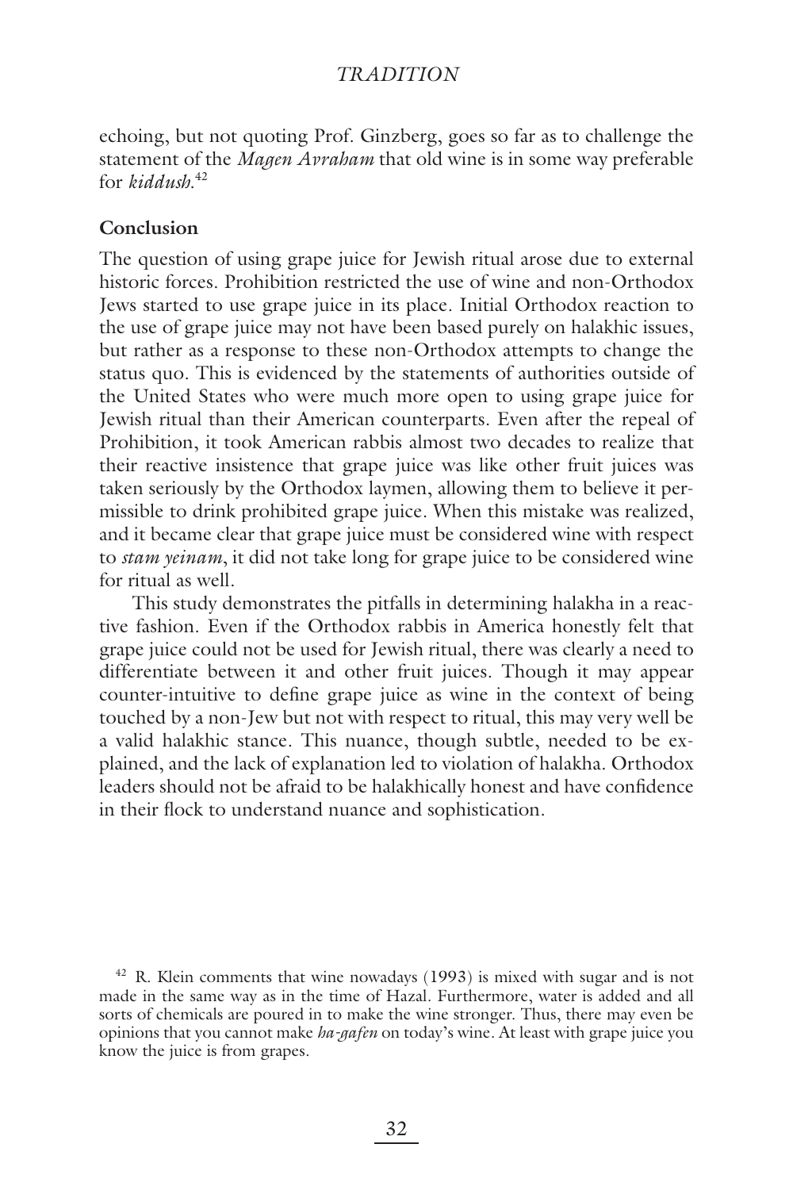echoing, but not quoting Prof. Ginzberg, goes so far as to challenge the statement of the *Magen Avraham* that old wine is in some way preferable for *kiddush*.[42]

## Conclusion

The question of using grape juice for Jewish ritual arose due to external historic forces. Prohibition restricted the use of wine and non-Orthodox Jews started to use grape juice in its place. Initial Orthodox reaction to the use of grape juice may not have been based purely on halakhic issues, but rather as a response to these non-Orthodox attempts to change the status quo. This is evidenced by the statements of authorities outside of the United States who were much more open to using grape juice for Jewish ritual than their American counterparts. Even after the repeal of Prohibition, it took American rabbis almost two decades to realize that their reactive insistence that grape juice was like other fruit juices was taken seriously by the Orthodox laymen, allowing them to believe it permissible to drink prohibited grape juice. When this mistake was realized, and it became clear that grape juice must be considered wine with respect to *stam yeinam*, it did not take long for grape juice to be considered wine for ritual as well.

This study demonstrates the pitfalls in determining halakha in a reactive fashion. Even if the Orthodox rabbis in America honestly felt that grape juice could not be used for Jewish ritual, there was clearly a need to differentiate between it and other fruit juices. Though it may appear counter-intuitive to define grape juice as wine in the context of being touched by a non-Jew but not with respect to ritual, this may very well be a valid halakhic stance. This nuance, though subtle, needed to be explained, and the lack of explanation led to violation of halakha. Orthodox leaders should not be afraid to be halakhically honest and have confidence in their flock to understand nuance and sophistication.

[42] R. Klein comments that wine nowadays (1993) is mixed with sugar and is not made in the same way as in the time of Hazal. Furthermore, water is added and all sorts of chemicals are poured in to make the wine stronger. Thus, there may even be opinions that you cannot make *ha-gafen* on today's wine. At least with grape juice you know the juice is from grapes.